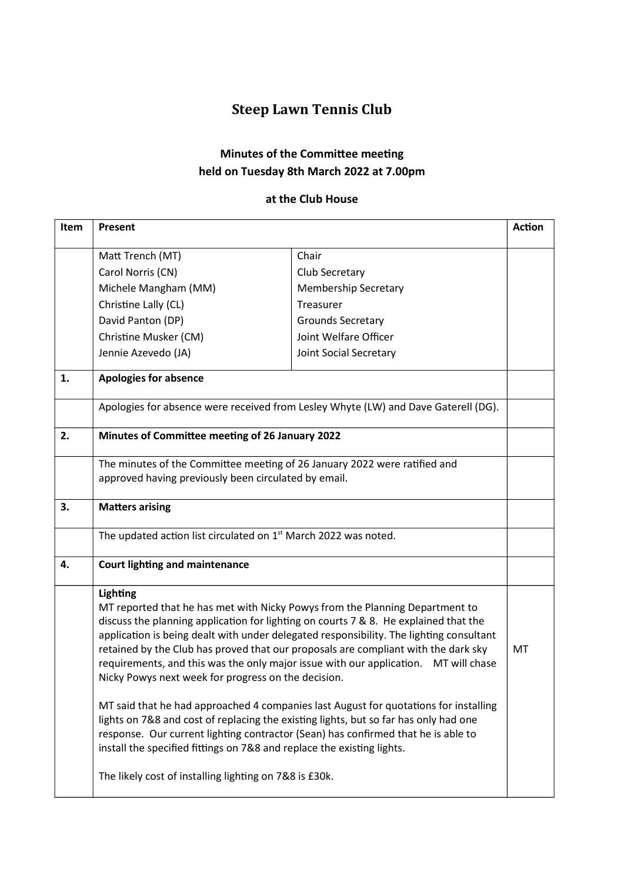# Steep Lawn Tennis Club

## Minutes of the Committee meeting held on Tuesday 8th March 2022 at 7.00pm

### at the Club House

| Item | Present | | Action |
|---|---|---|---|
| | Matt Trench (MT)<br>Carol Norris (CN)<br>Michele Mangham (MM)<br>Christine Lally (CL)<br>David Panton (DP)<br>Christine Musker (CM)<br>Jennie Azevedo (JA) | Chair<br>Club Secretary<br>Membership Secretary<br>Treasurer<br>Grounds Secretary<br>Joint Welfare Officer<br>Joint Social Secretary | |
| **1.** | **Apologies for absence** | | |
| | Apologies for absence were received from Lesley Whyte (LW) and Dave Gaterell (DG). | | |
| **2.** | **Minutes of Committee meeting of 26 January 2022** | | |
| | The minutes of the Committee meeting of 26 January 2022 were ratified and approved having previously been circulated by email. | | |
| **3.** | **Matters arising** | | |
| | The updated action list circulated on 1st March 2022 was noted. | | |
| **4.** | **Court lighting and maintenance** | | |
| | **Lighting**<br>MT reported that he has met with Nicky Powys from the Planning Department to discuss the planning application for lighting on courts 7 & 8. He explained that the application is being dealt with under delegated responsibility. The lighting consultant retained by the Club has proved that our proposals are compliant with the dark sky requirements, and this was the only major issue with our application. MT will chase Nicky Powys next week for progress on the decision.<br><br>MT said that he had approached 4 companies last August for quotations for installing lights on 7&8 and cost of replacing the existing lights, but so far has only had one response. Our current lighting contractor (Sean) has confirmed that he is able to install the specified fittings on 7&8 and replace the existing lights.<br><br>The likely cost of installing lighting on 7&8 is £30k. | | MT |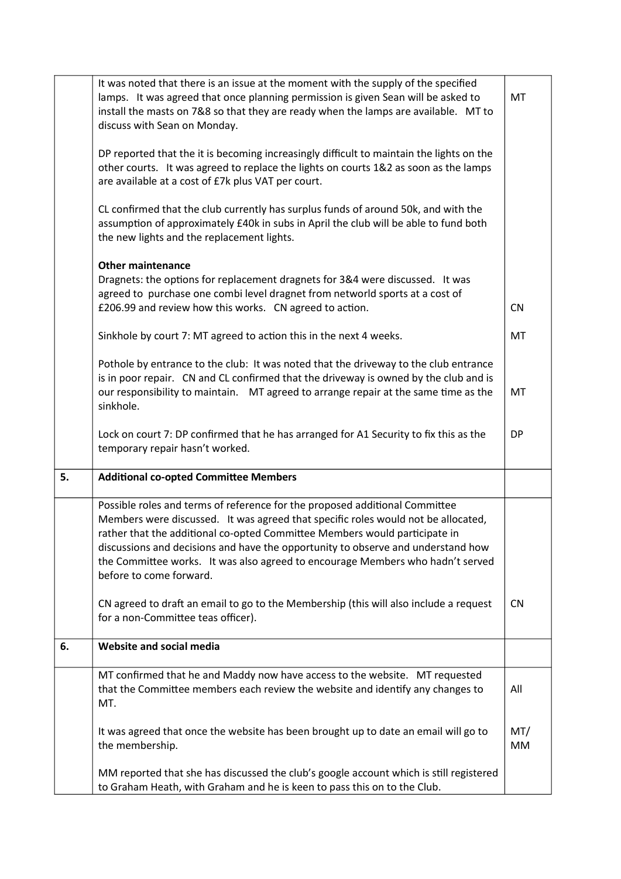| | | |
|---|---|---|
| | It was noted that there is an issue at the moment with the supply of the specified lamps. It was agreed that once planning permission is given Sean will be asked to install the masts on 7&8 so that they are ready when the lamps are available. MT to discuss with Sean on Monday.<br><br>DP reported that the it is becoming increasingly difficult to maintain the lights on the other courts. It was agreed to replace the lights on courts 1&2 as soon as the lamps are available at a cost of £7k plus VAT per court.<br><br>CL confirmed that the club currently has surplus funds of around 50k, and with the assumption of approximately £40k in subs in April the club will be able to fund both the new lights and the replacement lights.<br><br>**Other maintenance**<br>Dragnets: the options for replacement dragnets for 3&4 were discussed. It was agreed to purchase one combi level dragnet from networld sports at a cost of £206.99 and review how this works. CN agreed to action.<br><br>Sinkhole by court 7: MT agreed to action this in the next 4 weeks.<br><br>Pothole by entrance to the club: It was noted that the driveway to the club entrance is in poor repair. CN and CL confirmed that the driveway is owned by the club and is our responsibility to maintain. MT agreed to arrange repair at the same time as the sinkhole.<br><br>Lock on court 7: DP confirmed that he has arranged for A1 Security to fix this as the temporary repair hasn't worked. | MT<br><br><br><br><br><br><br><br><br><br>CN<br><br>MT<br><br>MT<br><br>DP |
| **5.** | **Additional co-opted Committee Members** | |
| | Possible roles and terms of reference for the proposed additional Committee Members were discussed. It was agreed that specific roles would not be allocated, rather that the additional co-opted Committee Members would participate in discussions and decisions and have the opportunity to observe and understand how the Committee works. It was also agreed to encourage Members who hadn't served before to come forward.<br><br>CN agreed to draft an email to go to the Membership (this will also include a request for a non-Committee teas officer). | <br><br><br><br><br><br>CN |
| **6.** | **Website and social media** | |
| | MT confirmed that he and Maddy now have access to the website. MT requested that the Committee members each review the website and identify any changes to MT.<br><br>It was agreed that once the website has been brought up to date an email will go to the membership.<br><br>MM reported that she has discussed the club's google account which is still registered to Graham Heath, with Graham and he is keen to pass this on to the Club. | All<br><br>MT/ MM |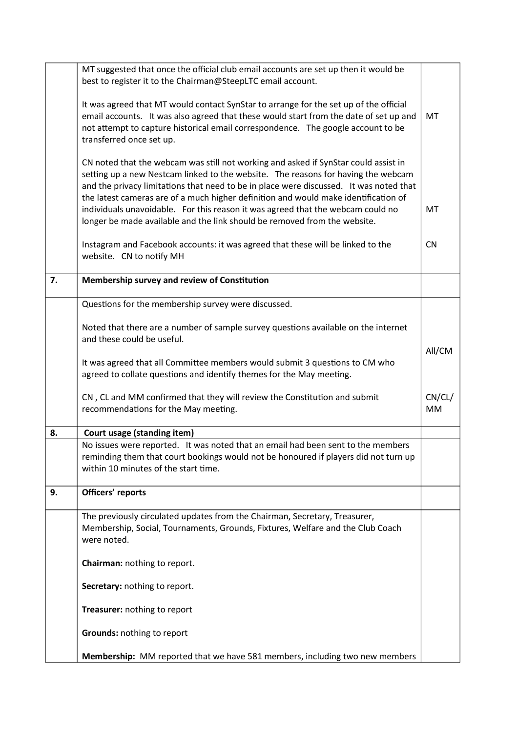| | | |
|---|---|---|
| | MT suggested that once the official club email accounts are set up then it would be best to register it to the Chairman@SteepLTC email account.<br><br>It was agreed that MT would contact SynStar to arrange for the set up of the official email accounts. It was also agreed that these would start from the date of set up and not attempt to capture historical email correspondence. The google account to be transferred once set up.<br><br>CN noted that the webcam was still not working and asked if SynStar could assist in setting up a new Nestcam linked to the website. The reasons for having the webcam and the privacy limitations that need to be in place were discussed. It was noted that the latest cameras are of a much higher definition and would make identification of individuals unavoidable. For this reason it was agreed that the webcam could no longer be made available and the link should be removed from the website.<br><br>Instagram and Facebook accounts: it was agreed that these will be linked to the website. CN to notify MH | MT<br><br>MT<br><br>CN |
| **7.** | **Membership survey and review of Constitution** | |
| | Questions for the membership survey were discussed.<br><br>Noted that there are a number of sample survey questions available on the internet and these could be useful.<br><br>It was agreed that all Committee members would submit 3 questions to CM who agreed to collate questions and identify themes for the May meeting.<br><br>CN , CL and MM confirmed that they will review the Constitution and submit recommendations for the May meeting. | All/CM<br><br>CN/CL/ MM |
| **8.** | **Court usage (standing item)** | |
| | No issues were reported. It was noted that an email had been sent to the members reminding them that court bookings would not be honoured if players did not turn up within 10 minutes of the start time. | |
| **9.** | **Officers' reports** | |
| | The previously circulated updates from the Chairman, Secretary, Treasurer, Membership, Social, Tournaments, Grounds, Fixtures, Welfare and the Club Coach were noted.<br><br>**Chairman:** nothing to report.<br><br>**Secretary:** nothing to report.<br><br>**Treasurer:** nothing to report<br><br>**Grounds:** nothing to report<br><br>**Membership:** MM reported that we have 581 members, including two new members | |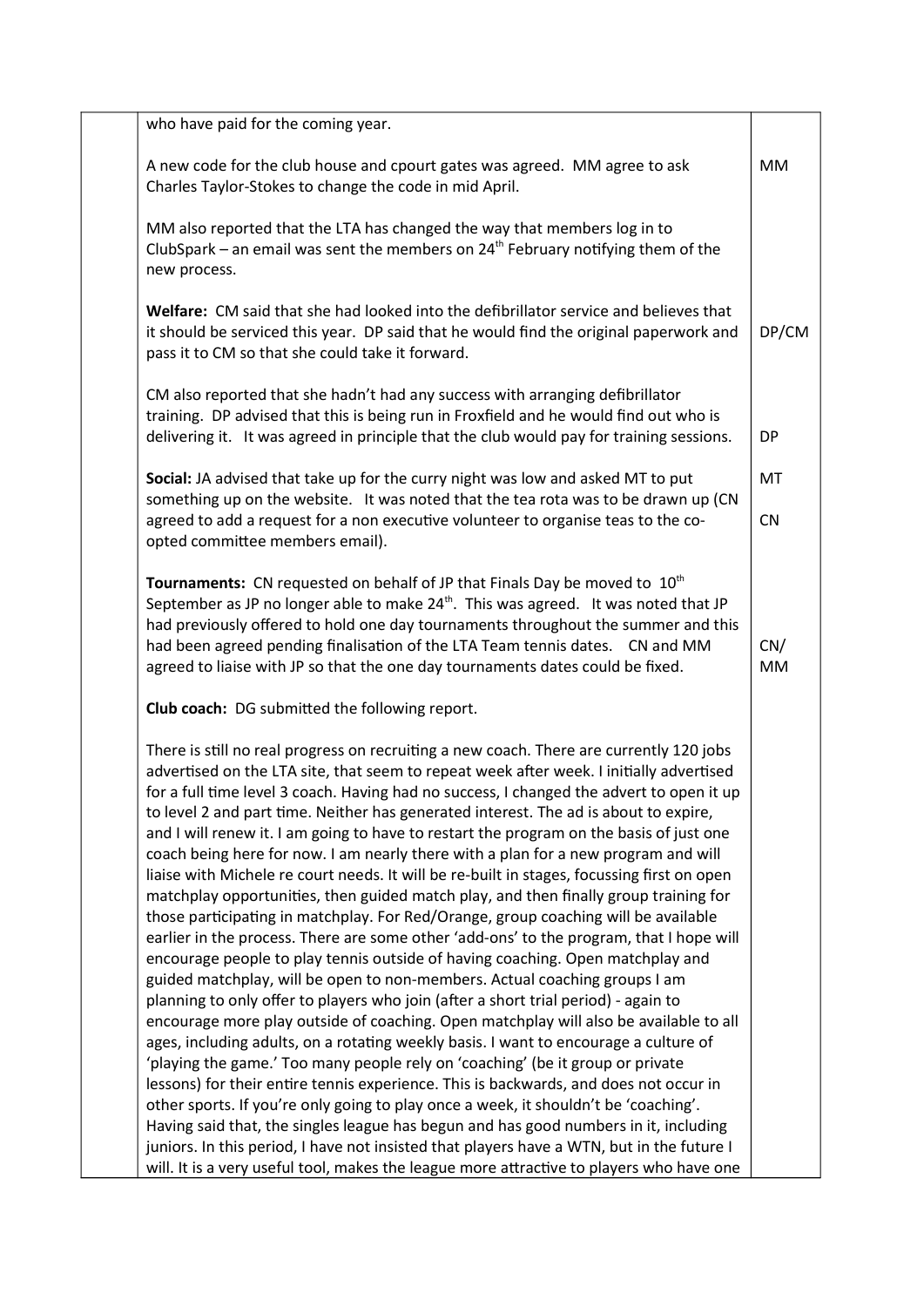| | | |
|---|---|---|
| | who have paid for the coming year.<br><br>A new code for the club house and cpourt gates was agreed. MM agree to ask Charles Taylor-Stokes to change the code in mid April.<br><br>MM also reported that the LTA has changed the way that members log in to ClubSpark – an email was sent the members on 24th February notifying them of the new process. | MM |
| | **Welfare:** CM said that she had looked into the defibrillator service and believes that it should be serviced this year. DP said that he would find the original paperwork and pass it to CM so that she could take it forward.<br><br>CM also reported that she hadn't had any success with arranging defibrillator training. DP advised that this is being run in Froxfield and he would find out who is delivering it. It was agreed in principle that the club would pay for training sessions. | DP/CM<br><br>DP |
| | **Social:** JA advised that take up for the curry night was low and asked MT to put something up on the website. It was noted that the tea rota was to be drawn up (CN agreed to add a request for a non executive volunteer to organise teas to the co-opted committee members email). | MT<br><br>CN |
| | **Tournaments:** CN requested on behalf of JP that Finals Day be moved to 10th September as JP no longer able to make 24th. This was agreed. It was noted that JP had previously offered to hold one day tournaments throughout the summer and this had been agreed pending finalisation of the LTA Team tennis dates. CN and MM agreed to liaise with JP so that the one day tournaments dates could be fixed. | CN/<br>MM |
| | **Club coach:** DG submitted the following report.<br><br>There is still no real progress on recruiting a new coach. There are currently 120 jobs advertised on the LTA site, that seem to repeat week after week. I initially advertised for a full time level 3 coach. Having had no success, I changed the advert to open it up to level 2 and part time. Neither has generated interest. The ad is about to expire, and I will renew it. I am going to have to restart the program on the basis of just one coach being here for now. I am nearly there with a plan for a new program and will liaise with Michele re court needs. It will be re-built in stages, focussing first on open matchplay opportunities, then guided match play, and then finally group training for those participating in matchplay. For Red/Orange, group coaching will be available earlier in the process. There are some other 'add-ons' to the program, that I hope will encourage people to play tennis outside of having coaching. Open matchplay and guided matchplay, will be open to non-members. Actual coaching groups I am planning to only offer to players who join (after a short trial period) - again to encourage more play outside of coaching. Open matchplay will also be available to all ages, including adults, on a rotating weekly basis. I want to encourage a culture of 'playing the game.' Too many people rely on 'coaching' (be it group or private lessons) for their entire tennis experience. This is backwards, and does not occur in other sports. If you're only going to play once a week, it shouldn't be 'coaching'. Having said that, the singles league has begun and has good numbers in it, including juniors. In this period, I have not insisted that players have a WTN, but in the future I will. It is a very useful tool, makes the league more attractive to players who have one | |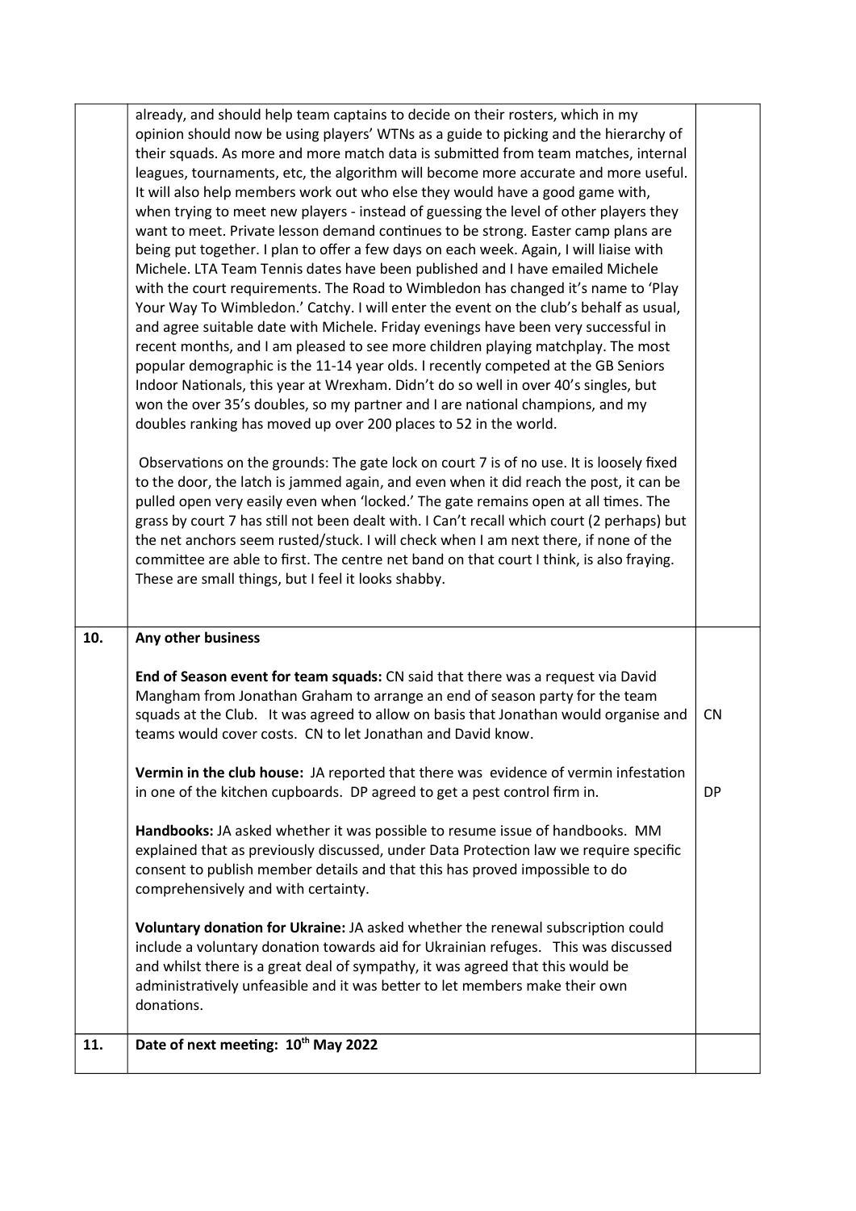| | | |
|---|---|---|
| | already, and should help team captains to decide on their rosters, which in my opinion should now be using players' WTNs as a guide to picking and the hierarchy of their squads. As more and more match data is submitted from team matches, internal leagues, tournaments, etc, the algorithm will become more accurate and more useful. It will also help members work out who else they would have a good game with, when trying to meet new players - instead of guessing the level of other players they want to meet. Private lesson demand continues to be strong. Easter camp plans are being put together. I plan to offer a few days on each week. Again, I will liaise with Michele. LTA Team Tennis dates have been published and I have emailed Michele with the court requirements. The Road to Wimbledon has changed it's name to 'Play Your Way To Wimbledon.' Catchy. I will enter the event on the club's behalf as usual, and agree suitable date with Michele. Friday evenings have been very successful in recent months, and I am pleased to see more children playing matchplay. The most popular demographic is the 11-14 year olds. I recently competed at the GB Seniors Indoor Nationals, this year at Wrexham. Didn't do so well in over 40's singles, but won the over 35's doubles, so my partner and I are national champions, and my doubles ranking has moved up over 200 places to 52 in the world.<br><br>Observations on the grounds: The gate lock on court 7 is of no use. It is loosely fixed to the door, the latch is jammed again, and even when it did reach the post, it can be pulled open very easily even when 'locked.' The gate remains open at all times. The grass by court 7 has still not been dealt with. I Can't recall which court (2 perhaps) but the net anchors seem rusted/stuck. I will check when I am next there, if none of the committee are able to first. The centre net band on that court I think, is also fraying. These are small things, but I feel it looks shabby. | |
| **10.** | **Any other business**<br><br>**End of Season event for team squads:** CN said that there was a request via David Mangham from Jonathan Graham to arrange an end of season party for the team squads at the Club. It was agreed to allow on basis that Jonathan would organise and teams would cover costs. CN to let Jonathan and David know.<br><br>**Vermin in the club house:** JA reported that there was evidence of vermin infestation in one of the kitchen cupboards. DP agreed to get a pest control firm in.<br><br>**Handbooks:** JA asked whether it was possible to resume issue of handbooks. MM explained that as previously discussed, under Data Protection law we require specific consent to publish member details and that this has proved impossible to do comprehensively and with certainty.<br><br>**Voluntary donation for Ukraine:** JA asked whether the renewal subscription could include a voluntary donation towards aid for Ukrainian refuges. This was discussed and whilst there is a great deal of sympathy, it was agreed that this would be administratively unfeasible and it was better to let members make their own donations. | CN<br><br>DP |
| **11.** | **Date of next meeting: 10th May 2022** | |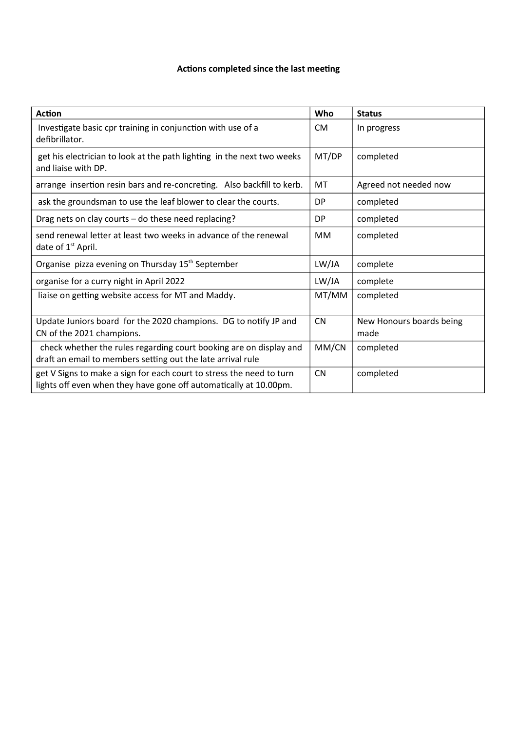**Actions completed since the last meeting**

| Action | Who | Status |
|---|---|---|
| Investigate basic cpr training in conjunction with use of a defibrillator. | CM | In progress |
| get his electrician to look at the path lighting in the next two weeks and liaise with DP. | MT/DP | completed |
| arrange insertion resin bars and re-concreting. Also backfill to kerb. | MT | Agreed not needed now |
| ask the groundsman to use the leaf blower to clear the courts. | DP | completed |
| Drag nets on clay courts – do these need replacing? | DP | completed |
| send renewal letter at least two weeks in advance of the renewal date of 1st April. | MM | completed |
| Organise pizza evening on Thursday 15th September | LW/JA | complete |
| organise for a curry night in April 2022 | LW/JA | complete |
| liaise on getting website access for MT and Maddy. | MT/MM | completed |
| Update Juniors board for the 2020 champions. DG to notify JP and CN of the 2021 champions. | CN | New Honours boards being made |
| check whether the rules regarding court booking are on display and draft an email to members setting out the late arrival rule | MM/CN | completed |
| get V Signs to make a sign for each court to stress the need to turn lights off even when they have gone off automatically at 10.00pm. | CN | completed |